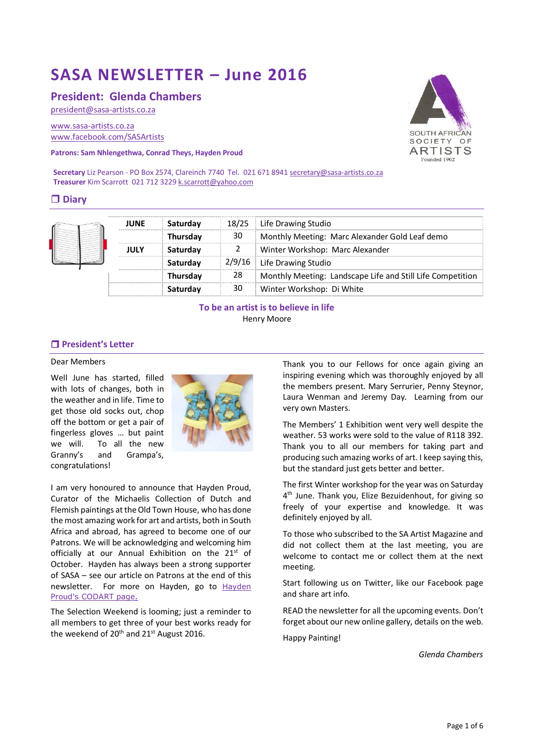# SASA NEWSLETTER – June 2016

## President: Glenda Chambers

president@sasa-artists.co.za

www.sasa-artists.co.za
www.facebook.com/SASArtists

**Patrons: Sam Nhlengethwa, Conrad Theys, Hayden Proud**

SOUTH AFRICAN SOCIETY OF ARTISTS
Founded 1902

**Secretary** Liz Pearson - PO Box 2574, Clareinch 7740 Tel. 021 671 8941 secretary@sasa-artists.co.za
**Treasurer** Kim Scarrott 021 712 3229 k.scarrott@yahoo.com

## ❒ Diary

| | | | |
|---|---|---|---|
| **JUNE** | **Saturday** | 18/25 | Life Drawing Studio |
| | **Thursday** | 30 | Monthly Meeting: Marc Alexander Gold Leaf demo |
| **JULY** | **Saturday** | 2 | Winter Workshop: Marc Alexander |
| | **Saturday** | 2/9/16 | Life Drawing Studio |
| | **Thursday** | 28 | Monthly Meeting: Landscape Life and Still Life Competition |
| | **Saturday** | 30 | Winter Workshop: Di White |

**To be an artist is to believe in life**
Henry Moore

## ❒ President's Letter

Dear Members

Well June has started, filled with lots of changes, both in the weather and in life. Time to get those old socks out, chop off the bottom or get a pair of fingerless gloves … but paint we will. To all the new Granny's and Grampa's, congratulations!

I am very honoured to announce that Hayden Proud, Curator of the Michaelis Collection of Dutch and Flemish paintings at the Old Town House, who has done the most amazing work for art and artists, both in South Africa and abroad, has agreed to become one of our Patrons. We will be acknowledging and welcoming him officially at our Annual Exhibition on the 21st of October. Hayden has always been a strong supporter of SASA – see our article on Patrons at the end of this newsletter. For more on Hayden, go to Hayden Proud's CODART page.

The Selection Weekend is looming; just a reminder to all members to get three of your best works ready for the weekend of 20th and 21st August 2016.

Thank you to our Fellows for once again giving an inspiring evening which was thoroughly enjoyed by all the members present. Mary Serrurier, Penny Steynor, Laura Wenman and Jeremy Day. Learning from our very own Masters.

The Members' 1 Exhibition went very well despite the weather. 53 works were sold to the value of R118 392. Thank you to all our members for taking part and producing such amazing works of art. I keep saying this, but the standard just gets better and better.

The first Winter workshop for the year was on Saturday 4th June. Thank you, Elize Bezuidenhout, for giving so freely of your expertise and knowledge. It was definitely enjoyed by all.

To those who subscribed to the SA Artist Magazine and did not collect them at the last meeting, you are welcome to contact me or collect them at the next meeting.

Start following us on Twitter, like our Facebook page and share art info.

READ the newsletter for all the upcoming events. Don't forget about our new online gallery, details on the web.

Happy Painting!

*Glenda Chambers*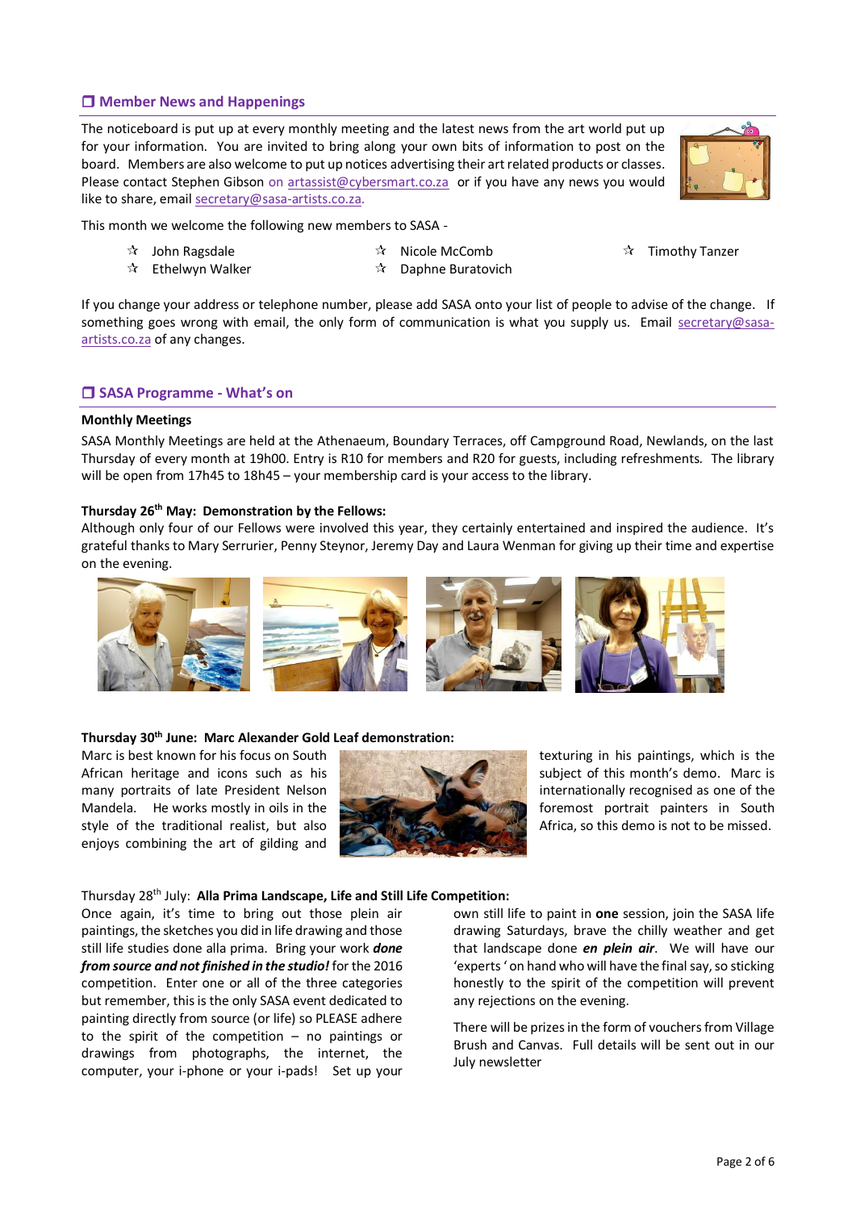## ❒ Member News and Happenings

The noticeboard is put up at every monthly meeting and the latest news from the art world put up for your information. You are invited to bring along your own bits of information to post on the board. Members are also welcome to put up notices advertising their art related products or classes. Please contact Stephen Gibson on artassist@cybersmart.co.za or if you have any news you would like to share, email secretary@sasa-artists.co.za.

This month we welcome the following new members to SASA -

- John Ragsdale
- Ethelwyn Walker
- Nicole McComb
- Daphne Buratovich
- Timothy Tanzer

If you change your address or telephone number, please add SASA onto your list of people to advise of the change. If something goes wrong with email, the only form of communication is what you supply us. Email secretary@sasa-artists.co.za of any changes.

## ❒ SASA Programme - What's on

**Monthly Meetings**

SASA Monthly Meetings are held at the Athenaeum, Boundary Terraces, off Campground Road, Newlands, on the last Thursday of every month at 19h00. Entry is R10 for members and R20 for guests, including refreshments. The library will be open from 17h45 to 18h45 – your membership card is your access to the library.

**Thursday 26th May: Demonstration by the Fellows:**

Although only four of our Fellows were involved this year, they certainly entertained and inspired the audience. It's grateful thanks to Mary Serrurier, Penny Steynor, Jeremy Day and Laura Wenman for giving up their time and expertise on the evening.

**Thursday 30th June: Marc Alexander Gold Leaf demonstration:**

Marc is best known for his focus on South African heritage and icons such as his many portraits of late President Nelson Mandela. He works mostly in oils in the style of the traditional realist, but also enjoys combining the art of gilding and texturing in his paintings, which is the subject of this month's demo. Marc is internationally recognised as one of the foremost portrait painters in South Africa, so this demo is not to be missed.

Thursday 28th July: **Alla Prima Landscape, Life and Still Life Competition:**

Once again, it's time to bring out those plein air paintings, the sketches you did in life drawing and those still life studies done alla prima. Bring your work ***done from source and not finished in the studio!*** for the 2016 competition. Enter one or all of the three categories but remember, this is the only SASA event dedicated to painting directly from source (or life) so PLEASE adhere to the spirit of the competition – no paintings or drawings from photographs, the internet, the computer, your i-phone or your i-pads! Set up your own still life to paint in **one** session, join the SASA life drawing Saturdays, brave the chilly weather and get that landscape done ***en plein air***. We will have our 'experts ' on hand who will have the final say, so sticking honestly to the spirit of the competition will prevent any rejections on the evening.

There will be prizes in the form of vouchers from Village Brush and Canvas. Full details will be sent out in our July newsletter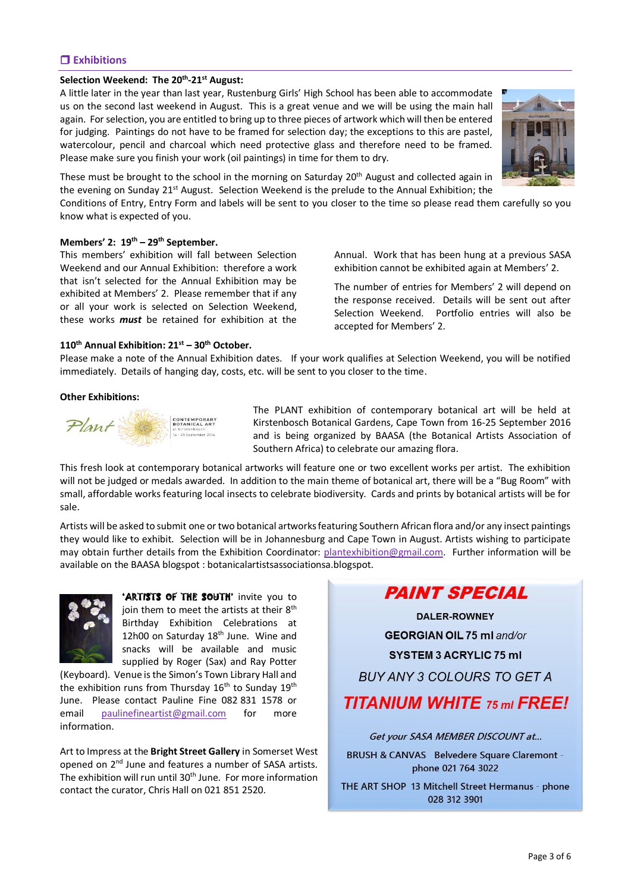## ❒ Exhibitions

**Selection Weekend: The 20th-21st August:**

A little later in the year than last year, Rustenburg Girls' High School has been able to accommodate us on the second last weekend in August. This is a great venue and we will be using the main hall again. For selection, you are entitled to bring up to three pieces of artwork which will then be entered for judging. Paintings do not have to be framed for selection day; the exceptions to this are pastel, watercolour, pencil and charcoal which need protective glass and therefore need to be framed. Please make sure you finish your work (oil paintings) in time for them to dry.

These must be brought to the school in the morning on Saturday 20th August and collected again in the evening on Sunday 21st August. Selection Weekend is the prelude to the Annual Exhibition; the Conditions of Entry, Entry Form and labels will be sent to you closer to the time so please read them carefully so you know what is expected of you.

**Members' 2: 19th – 29th September.**

This members' exhibition will fall between Selection Weekend and our Annual Exhibition: therefore a work that isn't selected for the Annual Exhibition may be exhibited at Members' 2. Please remember that if any or all your work is selected on Selection Weekend, these works ***must*** be retained for exhibition at the Annual. Work that has been hung at a previous SASA exhibition cannot be exhibited again at Members' 2.

The number of entries for Members' 2 will depend on the response received. Details will be sent out after Selection Weekend. Portfolio entries will also be accepted for Members' 2.

**110th Annual Exhibition: 21st – 30th October.**

Please make a note of the Annual Exhibition dates. If your work qualifies at Selection Weekend, you will be notified immediately. Details of hanging day, costs, etc. will be sent to you closer to the time.

**Other Exhibitions:**

Plant CONTEMPORARY BOTANICAL ART at kirstenbosch 16 – 25 September 2016

The PLANT exhibition of contemporary botanical art will be held at Kirstenbosch Botanical Gardens, Cape Town from 16-25 September 2016 and is being organized by BAASA (the Botanical Artists Association of Southern Africa) to celebrate our amazing flora.

This fresh look at contemporary botanical artworks will feature one or two excellent works per artist. The exhibition will not be judged or medals awarded. In addition to the main theme of botanical art, there will be a "Bug Room" with small, affordable works featuring local insects to celebrate biodiversity. Cards and prints by botanical artists will be for sale.

Artists will be asked to submit one or two botanical artworks featuring Southern African flora and/or any insect paintings they would like to exhibit. Selection will be in Johannesburg and Cape Town in August. Artists wishing to participate may obtain further details from the Exhibition Coordinator: plantexhibition@gmail.com. Further information will be available on the BAASA blogspot : botanicalartistsassociationsa.blogspot.

**'ARTISTS OF THE SOUTH'** invite you to join them to meet the artists at their 8th Birthday Exhibition Celebrations at 12h00 on Saturday 18th June. Wine and snacks will be available and music supplied by Roger (Sax) and Ray Potter (Keyboard). Venue is the Simon's Town Library Hall and the exhibition runs from Thursday 16th to Sunday 19th June. Please contact Pauline Fine 082 831 1578 or email paulinefineartist@gmail.com for more information.

Art to Impress at the **Bright Street Gallery** in Somerset West opened on 2nd June and features a number of SASA artists. The exhibition will run until 30th June. For more information contact the curator, Chris Hall on 021 851 2520.

***PAINT SPECIAL***

**DALER-ROWNEY**

**GEORGIAN OIL 75 ml** *and/or*

**SYSTEM 3 ACRYLIC 75 ml**

*BUY ANY 3 COLOURS TO GET A*

***TITANIUM WHITE** 75 ml **FREE!***

*Get your SASA MEMBER DISCOUNT at...*

BRUSH & CANVAS Belvedere Square Claremont - phone 021 764 3022

THE ART SHOP 13 Mitchell Street Hermanus - phone 028 312 3901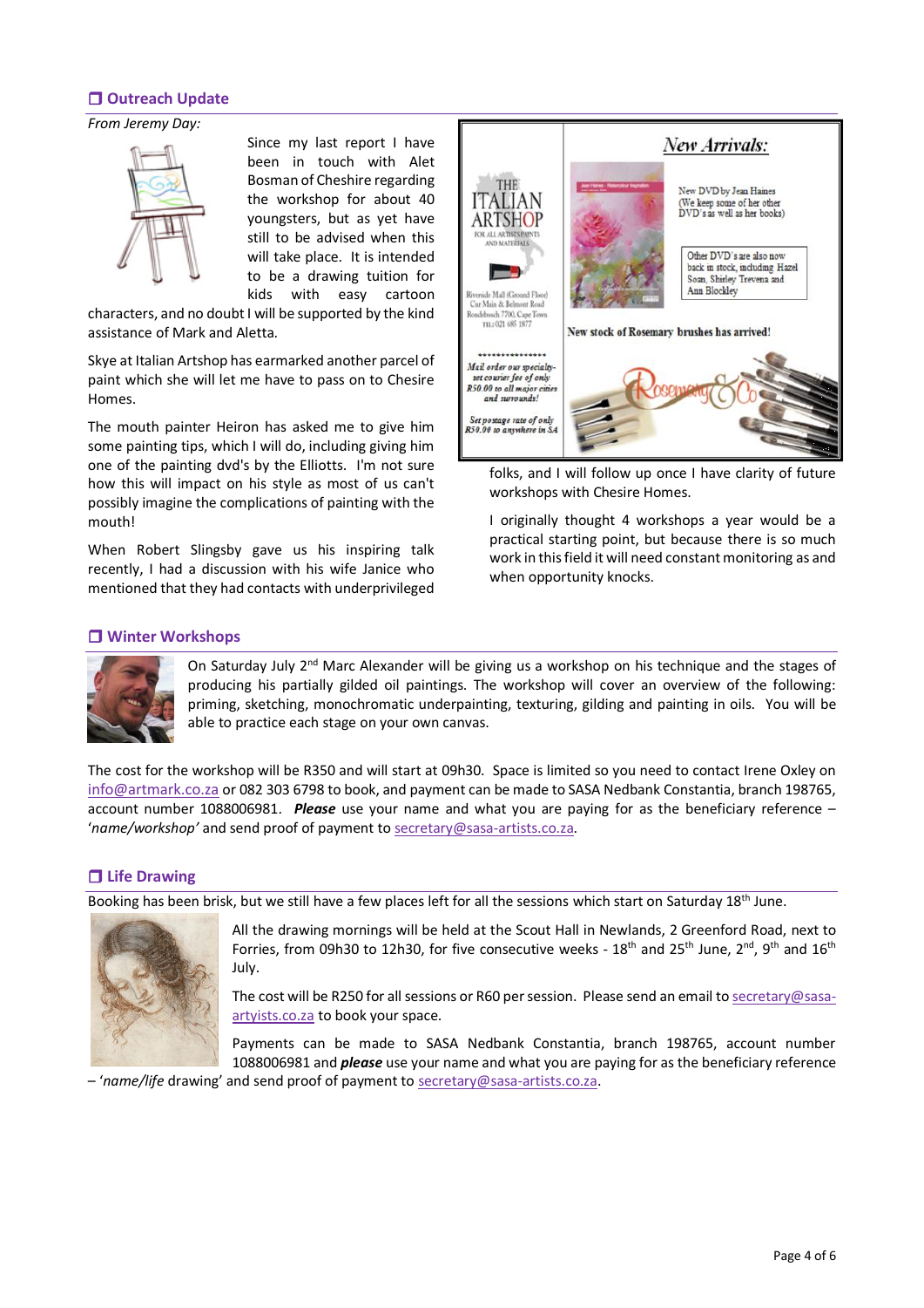## ❒ Outreach Update

*From Jeremy Day:*

Since my last report I have been in touch with Alet Bosman of Cheshire regarding the workshop for about 40 youngsters, but as yet have still to be advised when this will take place. It is intended to be a drawing tuition for kids with easy cartoon characters, and no doubt I will be supported by the kind assistance of Mark and Aletta.

Skye at Italian Artshop has earmarked another parcel of paint which she will let me have to pass on to Chesire Homes.

The mouth painter Heiron has asked me to give him some painting tips, which I will do, including giving him one of the painting dvd's by the Elliotts. I'm not sure how this will impact on his style as most of us can't possibly imagine the complications of painting with the mouth!

When Robert Slingsby gave us his inspiring talk recently, I had a discussion with his wife Janice who mentioned that they had contacts with underprivileged folks, and I will follow up once I have clarity of future workshops with Chesire Homes.

I originally thought 4 workshops a year would be a practical starting point, but because there is so much work in this field it will need constant monitoring as and when opportunity knocks.

THE ITALIAN ARTSHOP
FOR ALL ARTISTS PAINTS AND MATERIALS

Riverside Mall (Ground Floor)
Cnr Main & Belmont Road
Rondebosch 7700, Cape Town
TEL: 021 685 1877

*Mail order our specialty-set courier fee of only R50.00 to all major cities and surrounds!*

*Set postage rate of only R50.00 to anywhere in SA*

*New Arrivals:*

New DVD by Jean Haines
(We keep some of her other DVD's as well as her books)

Other DVD's are also now back in stock, including Hazel Soan, Shirley Trevena and Ann Blockley

New stock of Rosemary brushes has arrived!

## ❒ Winter Workshops

On Saturday July 2nd Marc Alexander will be giving us a workshop on his technique and the stages of producing his partially gilded oil paintings. The workshop will cover an overview of the following: priming, sketching, monochromatic underpainting, texturing, gilding and painting in oils. You will be able to practice each stage on your own canvas.

The cost for the workshop will be R350 and will start at 09h30. Space is limited so you need to contact Irene Oxley on info@artmark.co.za or 082 303 6798 to book, and payment can be made to SASA Nedbank Constantia, branch 198765, account number 1088006981. ***Please*** use your name and what you are paying for as the beneficiary reference – '*name/workshop'* and send proof of payment to secretary@sasa-artists.co.za.

## ❒ Life Drawing

Booking has been brisk, but we still have a few places left for all the sessions which start on Saturday 18th June.

All the drawing mornings will be held at the Scout Hall in Newlands, 2 Greenford Road, next to Forries, from 09h30 to 12h30, for five consecutive weeks - 18th and 25th June, 2nd, 9th and 16th July.

The cost will be R250 for all sessions or R60 per session. Please send an email to secretary@sasa-artyists.co.za to book your space.

Payments can be made to SASA Nedbank Constantia, branch 198765, account number 1088006981 and ***please*** use your name and what you are paying for as the beneficiary reference – '*name/life* drawing' and send proof of payment to secretary@sasa-artists.co.za.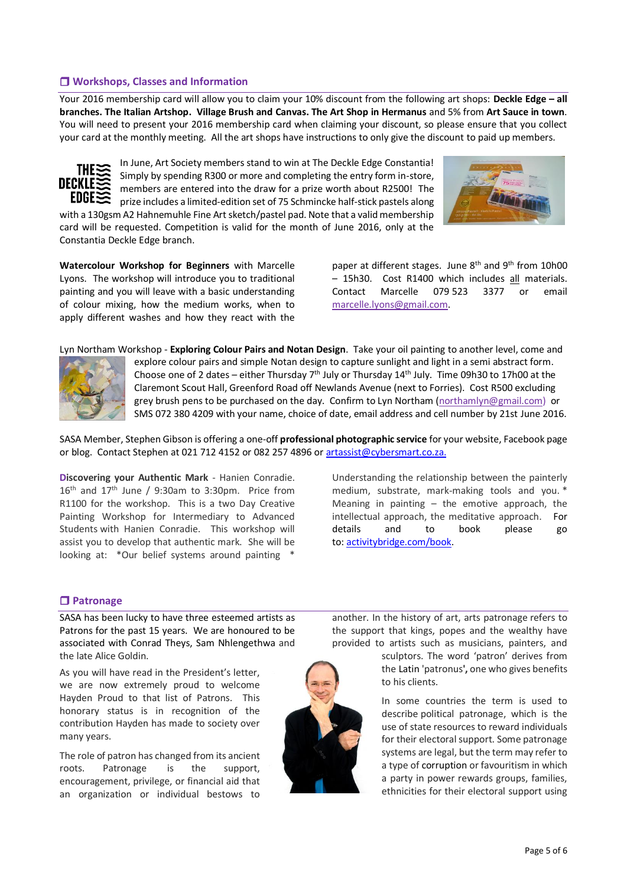## ❒ Workshops, Classes and Information

Your 2016 membership card will allow you to claim your 10% discount from the following art shops: **Deckle Edge – all branches. The Italian Artshop. Village Brush and Canvas. The Art Shop in Hermanus** and 5% from **Art Sauce in town**. You will need to present your 2016 membership card when claiming your discount, so please ensure that you collect your card at the monthly meeting. All the art shops have instructions to only give the discount to paid up members.

In June, Art Society members stand to win at The Deckle Edge Constantia! Simply by spending R300 or more and completing the entry form in-store, members are entered into the draw for a prize worth about R2500! The prize includes a limited-edition set of 75 Schmincke half-stick pastels along with a 130gsm A2 Hahnemuhle Fine Art sketch/pastel pad. Note that a valid membership card will be requested. Competition is valid for the month of June 2016, only at the Constantia Deckle Edge branch.

**Watercolour Workshop for Beginners** with Marcelle Lyons. The workshop will introduce you to traditional painting and you will leave with a basic understanding of colour mixing, how the medium works, when to apply different washes and how they react with the paper at different stages. June 8th and 9th from 10h00 – 15h30. Cost R1400 which includes all materials. Contact Marcelle 079 523 3377 or email marcelle.lyons@gmail.com.

Lyn Northam Workshop - **Exploring Colour Pairs and Notan Design**. Take your oil painting to another level, come and explore colour pairs and simple Notan design to capture sunlight and light in a semi abstract form. Choose one of 2 dates – either Thursday 7th July or Thursday 14th July. Time 09h30 to 17h00 at the Claremont Scout Hall, Greenford Road off Newlands Avenue (next to Forries). Cost R500 excluding grey brush pens to be purchased on the day. Confirm to Lyn Northam (northamlyn@gmail.com) or SMS 072 380 4209 with your name, choice of date, email address and cell number by 21st June 2016.

SASA Member, Stephen Gibson is offering a one-off **professional photographic service** for your website, Facebook page or blog. Contact Stephen at 021 712 4152 or 082 257 4896 or artassist@cybersmart.co.za.

**Discovering your Authentic Mark** - Hanien Conradie. 16th and 17th June / 9:30am to 3:30pm. Price from R1100 for the workshop. This is a two Day Creative Painting Workshop for Intermediary to Advanced Students with Hanien Conradie. This workshop will assist you to develop that authentic mark. She will be looking at: *Our belief systems around painting * Understanding the relationship between the painterly medium, substrate, mark-making tools and you. * Meaning in painting – the emotive approach, the intellectual approach, the meditative approach. For details and to book please go to: activitybridge.com/book.

## ❒ Patronage

SASA has been lucky to have three esteemed artists as Patrons for the past 15 years. We are honoured to be associated with Conrad Theys, Sam Nhlengethwa and the late Alice Goldin.

As you will have read in the President's letter, we are now extremely proud to welcome Hayden Proud to that list of Patrons. This honorary status is in recognition of the contribution Hayden has made to society over many years.

The role of patron has changed from its ancient roots. Patronage is the support, encouragement, privilege, or financial aid that an organization or individual bestows to another. In the history of art, arts patronage refers to the support that kings, popes and the wealthy have provided to artists such as musicians, painters, and sculptors. The word 'patron' derives from the Latin 'patronus', one who gives benefits to his clients.

In some countries the term is used to describe political patronage, which is the use of state resources to reward individuals for their electoral support. Some patronage systems are legal, but the term may refer to a type of corruption or favouritism in which a party in power rewards groups, families, ethnicities for their electoral support using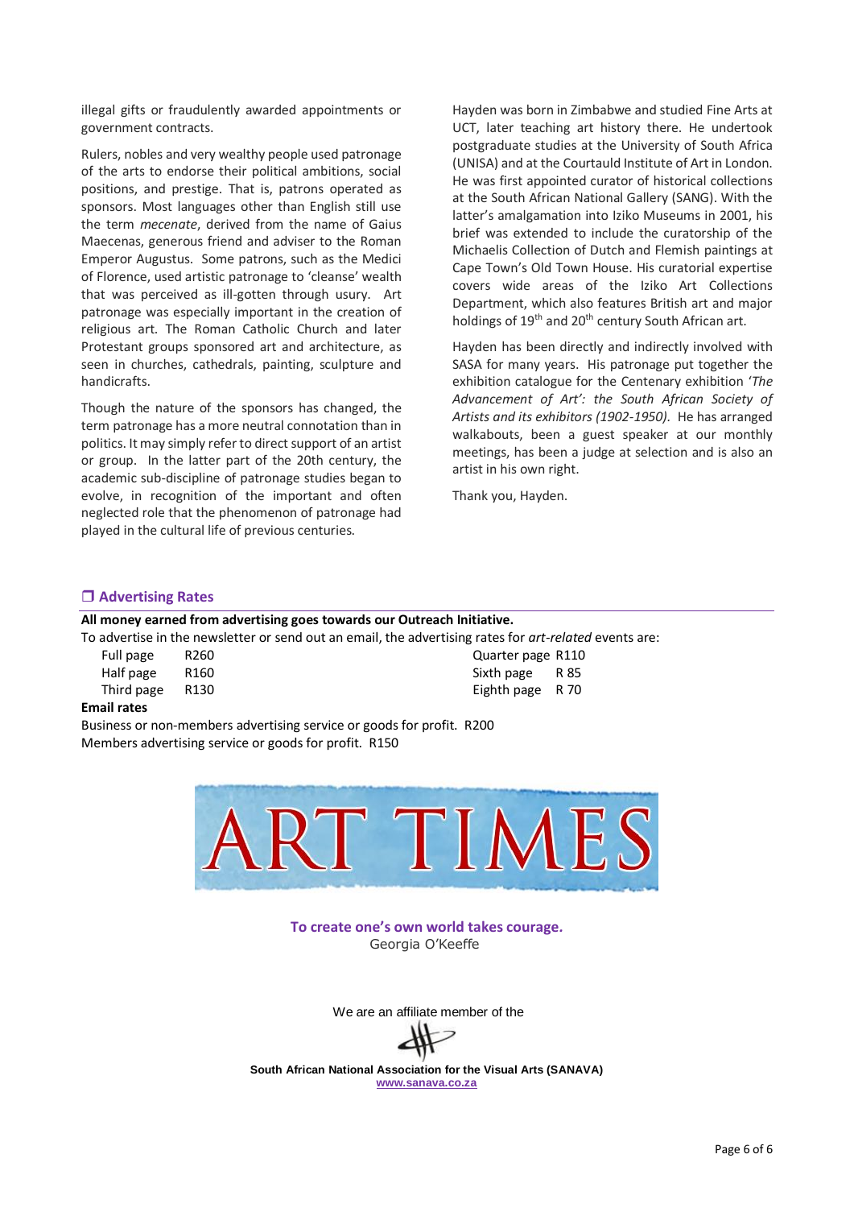illegal gifts or fraudulently awarded appointments or government contracts.

Rulers, nobles and very wealthy people used patronage of the arts to endorse their political ambitions, social positions, and prestige. That is, patrons operated as sponsors. Most languages other than English still use the term *mecenate*, derived from the name of Gaius Maecenas, generous friend and adviser to the Roman Emperor Augustus. Some patrons, such as the Medici of Florence, used artistic patronage to 'cleanse' wealth that was perceived as ill-gotten through usury. Art patronage was especially important in the creation of religious art. The Roman Catholic Church and later Protestant groups sponsored art and architecture, as seen in churches, cathedrals, painting, sculpture and handicrafts.

Though the nature of the sponsors has changed, the term patronage has a more neutral connotation than in politics. It may simply refer to direct support of an artist or group. In the latter part of the 20th century, the academic sub-discipline of patronage studies began to evolve, in recognition of the important and often neglected role that the phenomenon of patronage had played in the cultural life of previous centuries.

Hayden was born in Zimbabwe and studied Fine Arts at UCT, later teaching art history there. He undertook postgraduate studies at the University of South Africa (UNISA) and at the Courtauld Institute of Art in London. He was first appointed curator of historical collections at the South African National Gallery (SANG). With the latter's amalgamation into Iziko Museums in 2001, his brief was extended to include the curatorship of the Michaelis Collection of Dutch and Flemish paintings at Cape Town's Old Town House. His curatorial expertise covers wide areas of the Iziko Art Collections Department, which also features British art and major holdings of 19th and 20th century South African art.

Hayden has been directly and indirectly involved with SASA for many years. His patronage put together the exhibition catalogue for the Centenary exhibition *'The Advancement of Art': the South African Society of Artists and its exhibitors (1902-1950).* He has arranged walkabouts, been a guest speaker at our monthly meetings, has been a judge at selection and is also an artist in his own right.

Thank you, Hayden.

## ❒ Advertising Rates

**All money earned from advertising goes towards our Outreach Initiative.**

To advertise in the newsletter or send out an email, the advertising rates for *art-related* events are:

| | | | |
|---|---|---|---|
| Full page | R260 | Quarter page | R110 |
| Half page | R160 | Sixth page | R 85 |
| Third page | R130 | Eighth page | R 70 |

**Email rates**

Business or non-members advertising service or goods for profit. R200
Members advertising service or goods for profit. R150

ART TIMES

**To create one's own world takes courage.**
Georgia O'Keeffe

We are an affiliate member of the

**South African National Association for the Visual Arts (SANAVA)**
**www.sanava.co.za**